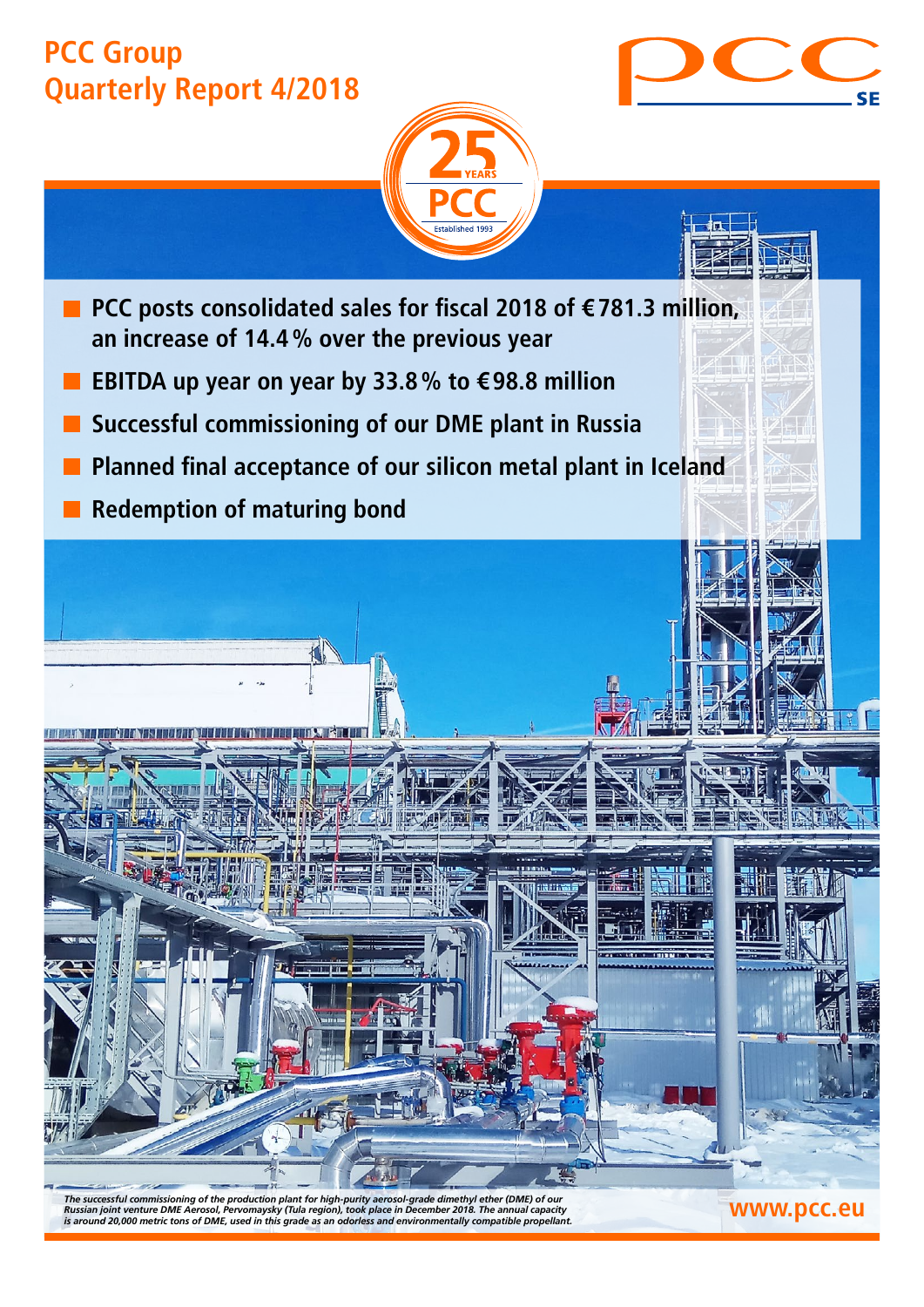# PCC Group
# Quarterly Report 4/2018

- **PCC posts consolidated sales for fiscal 2018 of €781.3 million, an increase of 14.4 % over the previous year**
- **EBITDA up year on year by 33.8 % to €98.8 million**
- **Successful commissioning of our DME plant in Russia**
- **Planned final acceptance of our silicon metal plant in Iceland**
- **Redemption of maturing bond**

*The successful commissioning of the production plant for high-purity aerosol-grade dimethyl ether (DME) of our Russian joint venture DME Aerosol, Pervomaysky (Tula region), took place in December 2018. The annual capacity is around 20,000 metric tons of DME, used in this grade as an odorless and environmentally compatible propellant.*

www.pcc.eu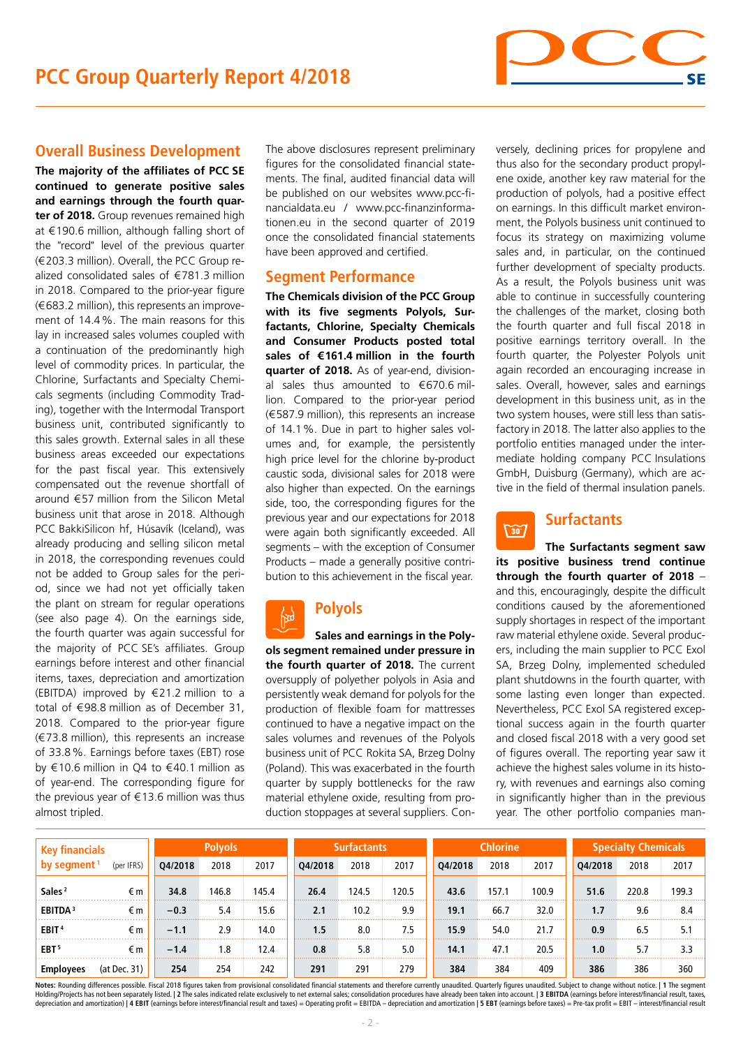# PCC Group Quarterly Report 4/2018

## Overall Business Development

**The majority of the affiliates of PCC SE continued to generate positive sales and earnings through the fourth quarter of 2018.** Group revenues remained high at €190.6 million, although falling short of the "record" level of the previous quarter (€203.3 million). Overall, the PCC Group realized consolidated sales of €781.3 million in 2018. Compared to the prior-year figure (€683.2 million), this represents an improvement of 14.4 %. The main reasons for this lay in increased sales volumes coupled with a continuation of the predominantly high level of commodity prices. In particular, the Chlorine, Surfactants and Specialty Chemicals segments (including Commodity Trading), together with the Intermodal Transport business unit, contributed significantly to this sales growth. External sales in all these business areas exceeded our expectations for the past fiscal year. This extensively compensated out the revenue shortfall of around €57 million from the Silicon Metal business unit that arose in 2018. Although PCC BakkiSilicon hf, Húsavík (Iceland), was already producing and selling silicon metal in 2018, the corresponding revenues could not be added to Group sales for the period, since we had not yet officially taken the plant on stream for regular operations (see also page 4). On the earnings side, the fourth quarter was again successful for the majority of PCC SE's affiliates. Group earnings before interest and other financial items, taxes, depreciation and amortization (EBITDA) improved by €21.2 million to a total of €98.8 million as of December 31, 2018. Compared to the prior-year figure (€73.8 million), this represents an increase of 33.8 %. Earnings before taxes (EBT) rose by €10.6 million in Q4 to €40.1 million as of year-end. The corresponding figure for the previous year of €13.6 million was thus almost tripled.

The above disclosures represent preliminary figures for the consolidated financial statements. The final, audited financial data will be published on our websites www.pcc-financialdata.eu / www.pcc-finanzinformationen.eu in the second quarter of 2019 once the consolidated financial statements have been approved and certified.

## Segment Performance

**The Chemicals division of the PCC Group with its five segments Polyols, Surfactants, Chlorine, Specialty Chemicals and Consumer Products posted total sales of €161.4 million in the fourth quarter of 2018.** As of year-end, divisional sales thus amounted to €670.6 million. Compared to the prior-year period (€587.9 million), this represents an increase of 14.1 %. Due in part to higher sales volumes and, for example, the persistently high price level for the chlorine by-product caustic soda, divisional sales for 2018 were also higher than expected. On the earnings side, too, the corresponding figures for the previous year and our expectations for 2018 were again both significantly exceeded. All segments – with the exception of Consumer Products – made a generally positive contribution to this achievement in the fiscal year.

### Polyols

**Sales and earnings in the Polyols segment remained under pressure in the fourth quarter of 2018.** The current oversupply of polyether polyols in Asia and persistently weak demand for polyols for the production of flexible foam for mattresses continued to have a negative impact on the sales volumes and revenues of the Polyols business unit of PCC Rokita SA, Brzeg Dolny (Poland). This was exacerbated in the fourth quarter by supply bottlenecks for the raw material ethylene oxide, resulting from production stoppages at several suppliers. Conversely, declining prices for propylene and thus also for the secondary product propylene oxide, another key raw material for the production of polyols, had a positive effect on earnings. In this difficult market environment, the Polyols business unit continued to focus its strategy on maximizing volume sales and, in particular, on the continued further development of specialty products. As a result, the Polyols business unit was able to continue in successfully countering the challenges of the market, closing both the fourth quarter and full fiscal 2018 in positive earnings territory overall. In the fourth quarter, the Polyester Polyols unit again recorded an encouraging increase in sales. Overall, however, sales and earnings development in this business unit, as in the two system houses, were still less than satisfactory in 2018. The latter also applies to the portfolio entities managed under the intermediate holding company PCC Insulations GmbH, Duisburg (Germany), which are active in the field of thermal insulation panels.

### Surfactants

**The Surfactants segment saw its positive business trend continue through the fourth quarter of 2018** – and this, encouragingly, despite the difficult conditions caused by the aforementioned supply shortages in respect of the important raw material ethylene oxide. Several producers, including the main supplier to PCC Exol SA, Brzeg Dolny, implemented scheduled plant shutdowns in the fourth quarter, with some lasting even longer than expected. Nevertheless, PCC Exol SA registered exceptional success again in the fourth quarter and closed fiscal 2018 with a very good set of figures overall. The reporting year saw it achieve the highest sales volume in its history, with revenues and earnings also coming in significantly higher than in the previous year. The other portfolio companies man-

| Key financials by segment[1] (per IFRS) | | Polyols | | | Surfactants | | | Chlorine | | | Specialty Chemicals | | |
|---|---|---|---|---|---|---|---|---|---|---|---|---|---|
| | | Q4/2018 | 2018 | 2017 | Q4/2018 | 2018 | 2017 | Q4/2018 | 2018 | 2017 | Q4/2018 | 2018 | 2017 |
| Sales[2] | € m | **34.8** | 146.8 | 145.4 | **26.4** | 124.5 | 120.5 | **43.6** | 157.1 | 100.9 | **51.6** | 220.8 | 199.3 |
| EBITDA[3] | € m | **−0.3** | 5.4 | 15.6 | **2.1** | 10.2 | 9.9 | **19.1** | 66.7 | 32.0 | **1.7** | 9.6 | 8.4 |
| EBIT[4] | € m | **−1.1** | 2.9 | 14.0 | **1.5** | 8.0 | 7.5 | **15.9** | 54.0 | 21.7 | **0.9** | 6.5 | 5.1 |
| EBT[5] | € m | **−1.4** | 1.8 | 12.4 | **0.8** | 5.8 | 5.0 | **14.1** | 47.1 | 20.5 | **1.0** | 5.7 | 3.3 |
| Employees | (at Dec. 31) | **254** | 254 | 242 | **291** | 291 | 279 | **384** | 384 | 409 | **386** | 386 | 360 |

**Notes:** Rounding differences possible. Fiscal 2018 figures taken from provisional consolidated financial statements and therefore currently unaudited. Quarterly figures unaudited. Subject to change without notice. | **1** The segment Holding/Projects has not been separately listed. | **2** The sales indicated relate exclusively to net external sales; consolidation procedures have already been taken into account. | **3 EBITDA** (earnings before interest/financial result, taxes, depreciation and amortization) | **4 EBIT** (earnings before interest/financial result and taxes) = Operating profit = EBITDA – depreciation and amortization | **5 EBT** (earnings before taxes) = Pre-tax profit = EBIT – interest/financial result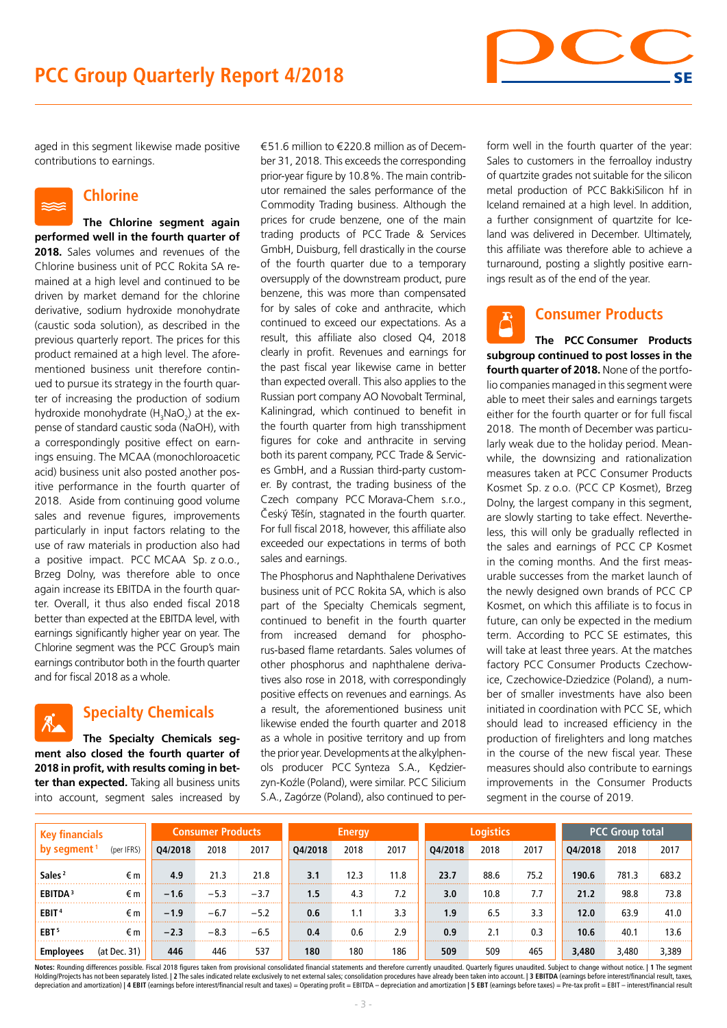aged in this segment likewise made positive contributions to earnings.

## Chlorine

**The Chlorine segment again performed well in the fourth quarter of 2018.** Sales volumes and revenues of the Chlorine business unit of PCC Rokita SA remained at a high level and continued to be driven by market demand for the chlorine derivative, sodium hydroxide monohydrate (caustic soda solution), as described in the previous quarterly report. The prices for this product remained at a high level. The aforementioned business unit therefore continued to pursue its strategy in the fourth quarter of increasing the production of sodium hydroxide monohydrate ($H_3NaO_2$) at the expense of standard caustic soda (NaOH), with a correspondingly positive effect on earnings ensuing. The MCAA (monochloroacetic acid) business unit also posted another positive performance in the fourth quarter of 2018. Aside from continuing good volume sales and revenue figures, improvements particularly in input factors relating to the use of raw materials in production also had a positive impact. PCC MCAA Sp. z o.o., Brzeg Dolny, was therefore able to once again increase its EBITDA in the fourth quarter. Overall, it thus also ended fiscal 2018 better than expected at the EBITDA level, with earnings significantly higher year on year. The Chlorine segment was the PCC Group's main earnings contributor both in the fourth quarter and for fiscal 2018 as a whole.

## Specialty Chemicals

**The Specialty Chemicals segment also closed the fourth quarter of 2018 in profit, with results coming in better than expected.** Taking all business units into account, segment sales increased by €51.6 million to €220.8 million as of December 31, 2018. This exceeds the corresponding prior-year figure by 10.8 %. The main contributor remained the sales performance of the Commodity Trading business. Although the prices for crude benzene, one of the main trading products of PCC Trade & Services GmbH, Duisburg, fell drastically in the course of the fourth quarter due to a temporary oversupply of the downstream product, pure benzene, this was more than compensated for by sales of coke and anthracite, which continued to exceed our expectations. As a result, this affiliate also closed Q4, 2018 clearly in profit. Revenues and earnings for the past fiscal year likewise came in better than expected overall. This also applies to the Russian port company AO Novobalt Terminal, Kaliningrad, which continued to benefit in the fourth quarter from high transshipment figures for coke and anthracite in serving both its parent company, PCC Trade & Services GmbH, and a Russian third-party customer. By contrast, the trading business of the Czech company PCC Morava-Chem s.r.o., Český Těšín, stagnated in the fourth quarter. For full fiscal 2018, however, this affiliate also exceeded our expectations in terms of both sales and earnings.

The Phosphorus and Naphthalene Derivatives business unit of PCC Rokita SA, which is also part of the Specialty Chemicals segment, continued to benefit in the fourth quarter from increased demand for phosphorus-based flame retardants. Sales volumes of other phosphorus and naphthalene derivatives also rose in 2018, with correspondingly positive effects on revenues and earnings. As a result, the aforementioned business unit likewise ended the fourth quarter and 2018 as a whole in positive territory and up from the prior year. Developments at the alkylphenols producer PCC Synteza S.A., Kędzierzyn-Koźle (Poland), were similar. PCC Silicium S.A., Zagórze (Poland), also continued to perform well in the fourth quarter of the year: Sales to customers in the ferroalloy industry of quartzite grades not suitable for the silicon metal production of PCC BakkiSilicon hf in Iceland remained at a high level. In addition, a further consignment of quartzite for Iceland was delivered in December. Ultimately, this affiliate was therefore able to achieve a turnaround, posting a slightly positive earnings result as of the end of the year.

## Consumer Products

**The PCC Consumer Products subgroup continued to post losses in the fourth quarter of 2018.** None of the portfolio companies managed in this segment were able to meet their sales and earnings targets either for the fourth quarter or for full fiscal 2018. The month of December was particularly weak due to the holiday period. Meanwhile, the downsizing and rationalization measures taken at PCC Consumer Products Kosmet Sp. z o.o. (PCC CP Kosmet), Brzeg Dolny, the largest company in this segment, are slowly starting to take effect. Nevertheless, this will only be gradually reflected in the sales and earnings of PCC CP Kosmet in the coming months. And the first measurable successes from the market launch of the newly designed own brands of PCC CP Kosmet, on which this affiliate is to focus in future, can only be expected in the medium term. According to PCC SE estimates, this will take at least three years. At the matches factory PCC Consumer Products Czechowice, Czechowice-Dziedzice (Poland), a number of smaller investments have also been initiated in coordination with PCC SE, which should lead to increased efficiency in the production of firelighters and long matches in the course of the new fiscal year. These measures should also contribute to earnings improvements in the Consumer Products segment in the course of 2019.

| Key financials by segment[1] | (per IFRS) | Consumer Products | | | Energy | | | Logistics | | | PCC Group total | | |
|---|---|---|---|---|---|---|---|---|---|---|---|---|---|
| | | Q4/2018 | 2018 | 2017 | Q4/2018 | 2018 | 2017 | Q4/2018 | 2018 | 2017 | Q4/2018 | 2018 | 2017 |
| Sales[2] | € m | 4.9 | 21.3 | 21.8 | 3.1 | 12.3 | 11.8 | 23.7 | 88.6 | 75.2 | 190.6 | 781.3 | 683.2 |
| EBITDA[3] | € m | −1.6 | −5.3 | −3.7 | 1.5 | 4.3 | 7.2 | 3.0 | 10.8 | 7.7 | 21.2 | 98.8 | 73.8 |
| EBIT[4] | € m | −1.9 | −6.7 | −5.2 | 0.6 | 1.1 | 3.3 | 1.9 | 6.5 | 3.3 | 12.0 | 63.9 | 41.0 |
| EBT[5] | € m | −2.3 | −8.3 | −6.5 | 0.4 | 0.6 | 2.9 | 0.9 | 2.1 | 0.3 | 10.6 | 40.1 | 13.6 |
| Employees | (at Dec. 31) | 446 | 446 | 537 | 180 | 180 | 186 | 509 | 509 | 465 | 3,480 | 3,480 | 3,389 |

**Notes:** Rounding differences possible. Fiscal 2018 figures taken from provisional consolidated financial statements and therefore currently unaudited. Quarterly figures unaudited. Subject to change without notice. | **1** The segment Holding/Projects has not been separately listed. | **2** The sales indicated relate exclusively to net external sales; consolidation procedures have already been taken into account. | **3 EBITDA** (earnings before interest/financial result, taxes, depreciation and amortization) | **4 EBIT** (earnings before interest/financial result and taxes) = Operating profit = EBITDA – depreciation and amortization | **5 EBT** (earnings before taxes) = Pre-tax profit = EBIT – interest/financial result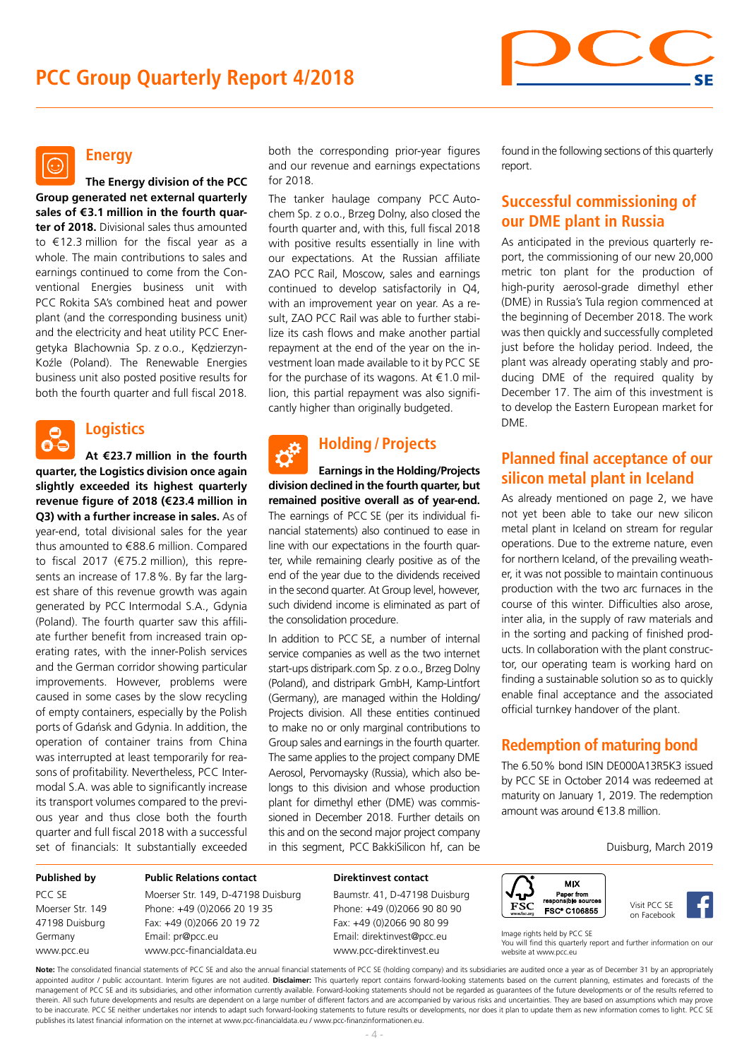# PCC Group Quarterly Report 4/2018

## Energy

**The Energy division of the PCC Group generated net external quarterly sales of €3.1 million in the fourth quarter of 2018.** Divisional sales thus amounted to €12.3 million for the fiscal year as a whole. The main contributions to sales and earnings continued to come from the Conventional Energies business unit with PCC Rokita SA's combined heat and power plant (and the corresponding business unit) and the electricity and heat utility PCC Energetyka Blachownia Sp. z o.o., Kędzierzyn-Koźle (Poland). The Renewable Energies business unit also posted positive results for both the fourth quarter and full fiscal 2018.

## Logistics

**At €23.7 million in the fourth quarter, the Logistics division once again slightly exceeded its highest quarterly revenue figure of 2018 (€23.4 million in Q3) with a further increase in sales.** As of year-end, total divisional sales for the year thus amounted to €88.6 million. Compared to fiscal 2017 (€75.2 million), this represents an increase of 17.8 %. By far the largest share of this revenue growth was again generated by PCC Intermodal S.A., Gdynia (Poland). The fourth quarter saw this affiliate further benefit from increased train operating rates, with the inner-Polish services and the German corridor showing particular improvements. However, problems were caused in some cases by the slow recycling of empty containers, especially by the Polish ports of Gdańsk and Gdynia. In addition, the operation of container trains from China was interrupted at least temporarily for reasons of profitability. Nevertheless, PCC Intermodal S.A. was able to significantly increase its transport volumes compared to the previous year and thus close both the fourth quarter and full fiscal 2018 with a successful set of financials: It substantially exceeded both the corresponding prior-year figures and our revenue and earnings expectations for 2018.

The tanker haulage company PCC Autochem Sp. z o.o., Brzeg Dolny, also closed the fourth quarter and, with this, full fiscal 2018 with positive results essentially in line with our expectations. At the Russian affiliate ZAO PCC Rail, Moscow, sales and earnings continued to develop satisfactorily in Q4, with an improvement year on year. As a result, ZAO PCC Rail was able to further stabilize its cash flows and make another partial repayment at the end of the year on the investment loan made available to it by PCC SE for the purchase of its wagons. At €1.0 million, this partial repayment was also significantly higher than originally budgeted.

## Holding / Projects

**Earnings in the Holding/Projects division declined in the fourth quarter, but remained positive overall as of year-end.** The earnings of PCC SE (per its individual financial statements) also continued to ease in line with our expectations in the fourth quarter, while remaining clearly positive as of the end of the year due to the dividends received in the second quarter. At Group level, however, such dividend income is eliminated as part of the consolidation procedure.

In addition to PCC SE, a number of internal service companies as well as the two internet start-ups distripark.com Sp. z o.o., Brzeg Dolny (Poland), and distripark GmbH, Kamp-Lintfort (Germany), are managed within the Holding/Projects division. All these entities continued to make no or only marginal contributions to Group sales and earnings in the fourth quarter. The same applies to the project company DME Aerosol, Pervomaysky (Russia), which also belongs to this division and whose production plant for dimethyl ether (DME) was commissioned in December 2018. Further details on this and on the second major project company in this segment, PCC BakkiSilicon hf, can be found in the following sections of this quarterly report.

## Successful commissioning of our DME plant in Russia

As anticipated in the previous quarterly report, the commissioning of our new 20,000 metric ton plant for the production of high-purity aerosol-grade dimethyl ether (DME) in Russia's Tula region commenced at the beginning of December 2018. The work was then quickly and successfully completed just before the holiday period. Indeed, the plant was already operating stably and producing DME of the required quality by December 17. The aim of this investment is to develop the Eastern European market for DME.

## Planned final acceptance of our silicon metal plant in Iceland

As already mentioned on page 2, we have not yet been able to take our new silicon metal plant in Iceland on stream for regular operations. Due to the extreme nature, even for northern Iceland, of the prevailing weather, it was not possible to maintain continuous production with the two arc furnaces in the course of this winter. Difficulties also arose, inter alia, in the supply of raw materials and in the sorting and packing of finished products. In collaboration with the plant constructor, our operating team is working hard on finding a sustainable solution so as to quickly enable final acceptance and the associated official turnkey handover of the plant.

## Redemption of maturing bond

The 6.50 % bond ISIN DE000A13R5K3 issued by PCC SE in October 2014 was redeemed at maturity on January 1, 2019. The redemption amount was around €13.8 million.

Duisburg, March 2019

**Published by**
PCC SE
Moerser Str. 149
47198 Duisburg
Germany
www.pcc.eu

**Public Relations contact**
Moerser Str. 149, D-47198 Duisburg
Phone: +49 (0)2066 20 19 35
Fax: +49 (0)2066 20 19 72
Email: pr@pcc.eu
www.pcc-financialdata.eu

**Direktinvest contact**
Baumstr. 41, D-47198 Duisburg
Phone: +49 (0)2066 90 80 90
Fax: +49 (0)2066 90 80 99
Email: direktinvest@pcc.eu
www.pcc-direktinvest.eu

MIX Paper from responsible sources FSC® C106855

Visit PCC SE on Facebook

Image rights held by PCC SE
You will find this quarterly report and further information on our website at www.pcc.eu

**Note:** The consolidated financial statements of PCC SE and also the annual financial statements of PCC SE (holding company) and its subsidiaries are audited once a year as of December 31 by an appropriately appointed auditor / public accountant. Interim figures are not audited. **Disclaimer:** This quarterly report contains forward-looking statements based on the current planning, estimates and forecasts of the management of PCC SE and its subsidiaries, and other information currently available. Forward-looking statements should not be regarded as guarantees of the future developments or of the results referred to therein. All such future developments and results are dependent on a large number of different factors and are accompanied by various risks and uncertainties. They are based on assumptions which may prove to be inaccurate. PCC SE neither undertakes nor intends to adapt such forward-looking statements to future results or developments, nor does it plan to update them as new information comes to light. PCC SE publishes its latest financial information on the internet at www.pcc-financialdata.eu / www.pcc-finanzinformationen.eu.